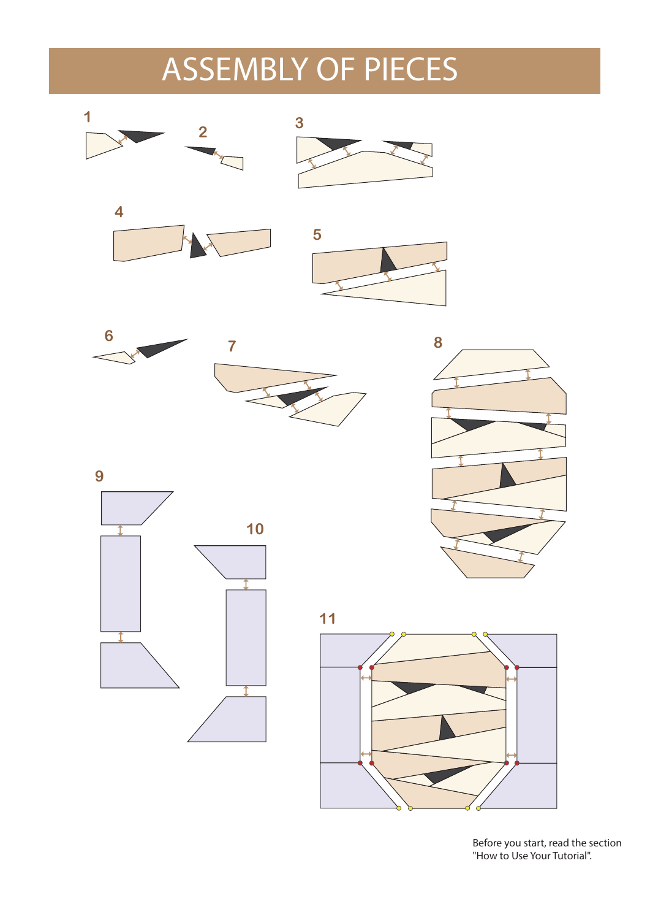# ASSEMBLY OF PIECES

1

2

3

4

5

6

7

8

9

10

11

Before you start, read the section "How to Use Your Tutorial".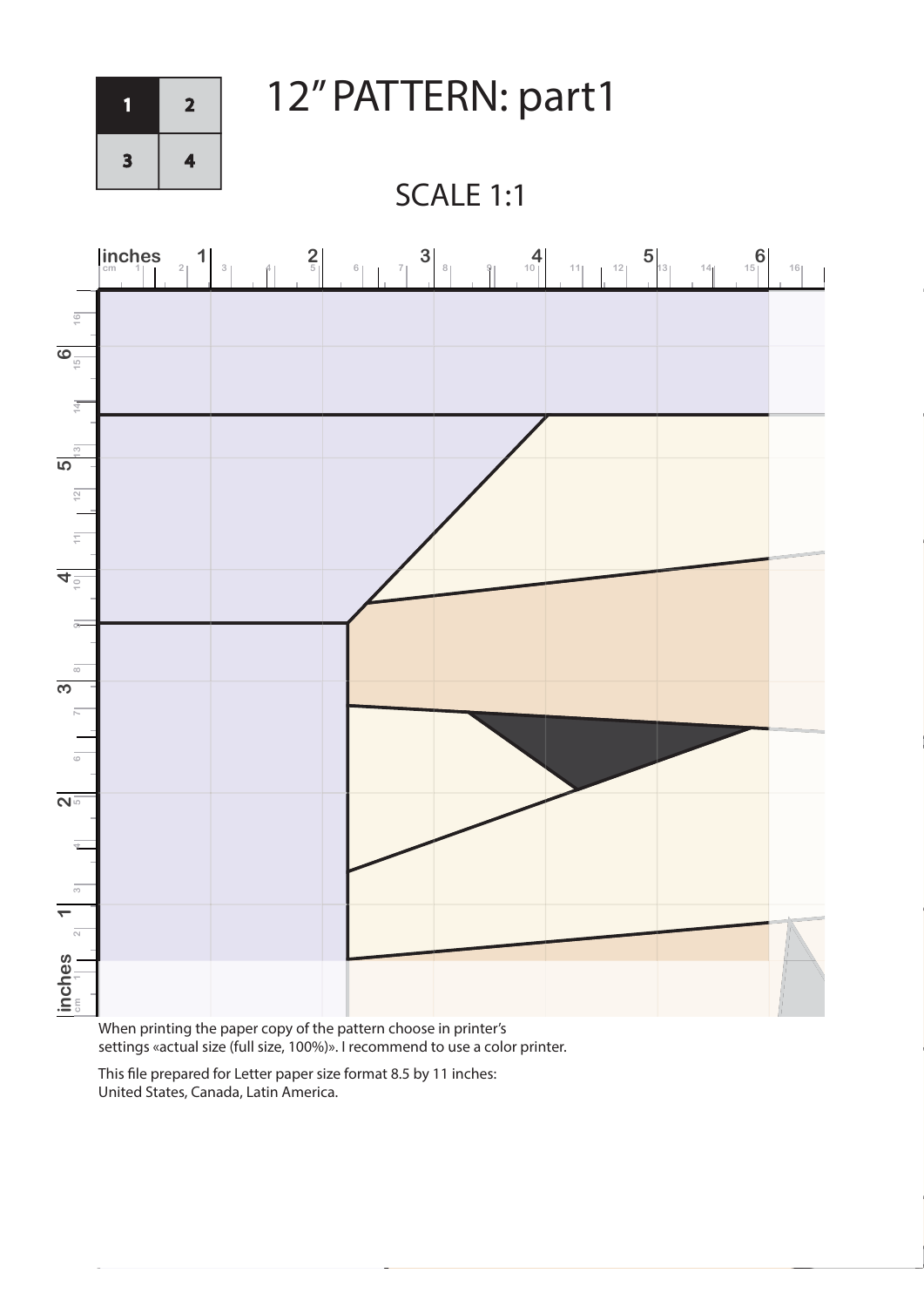# 12" PATTERN: part1

SCALE 1:1

When printing the paper copy of the pattern choose in printer's settings «actual size (full size, 100%)». I recommend to use a color printer.

This file prepared for Letter paper size format 8.5 by 11 inches: United States, Canada, Latin America.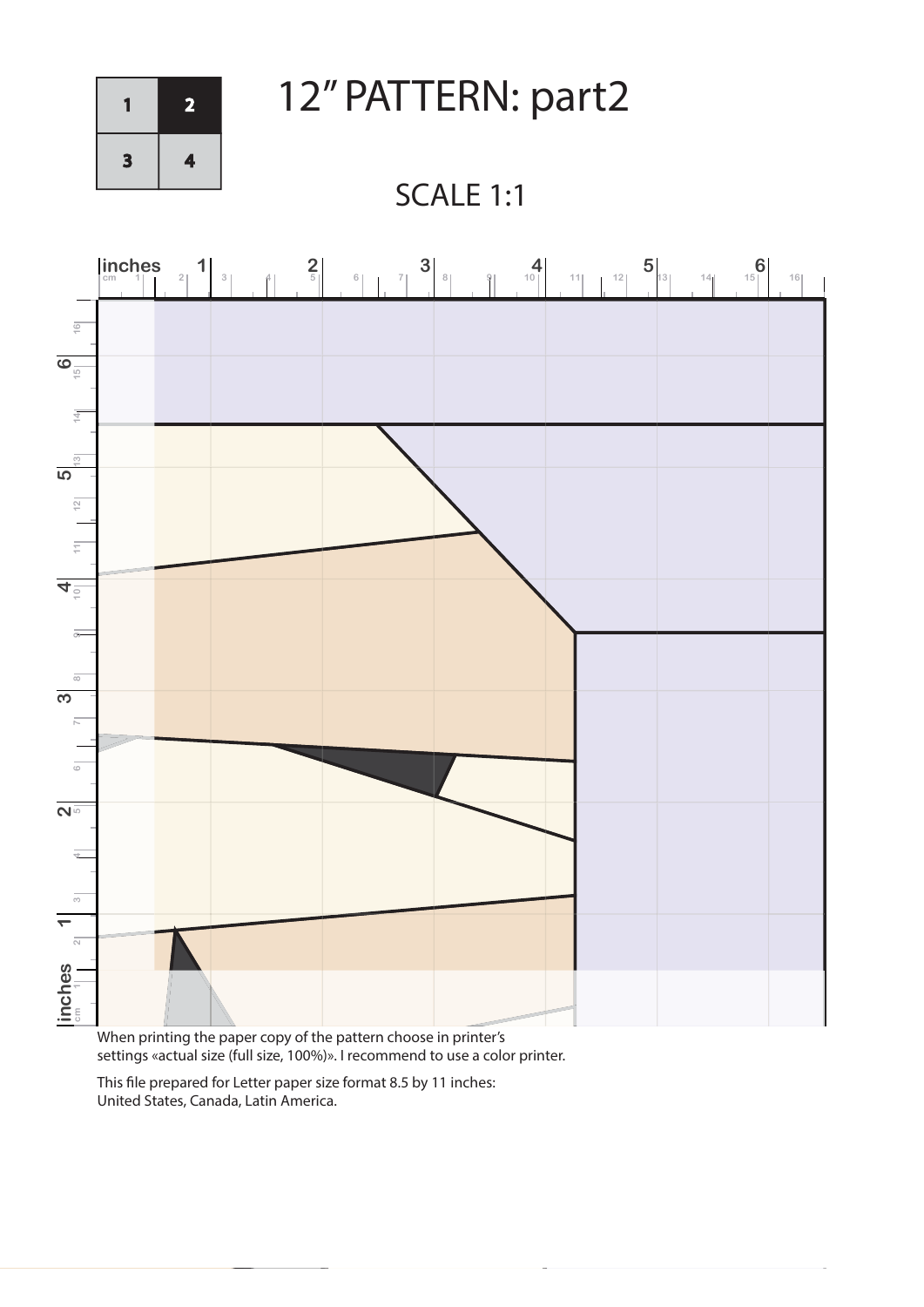# 12" PATTERN: part2

## SCALE 1:1

When printing the paper copy of the pattern choose in printer's settings «actual size (full size, 100%)». I recommend to use a color printer.

This file prepared for Letter paper size format 8.5 by 11 inches: United States, Canada, Latin America.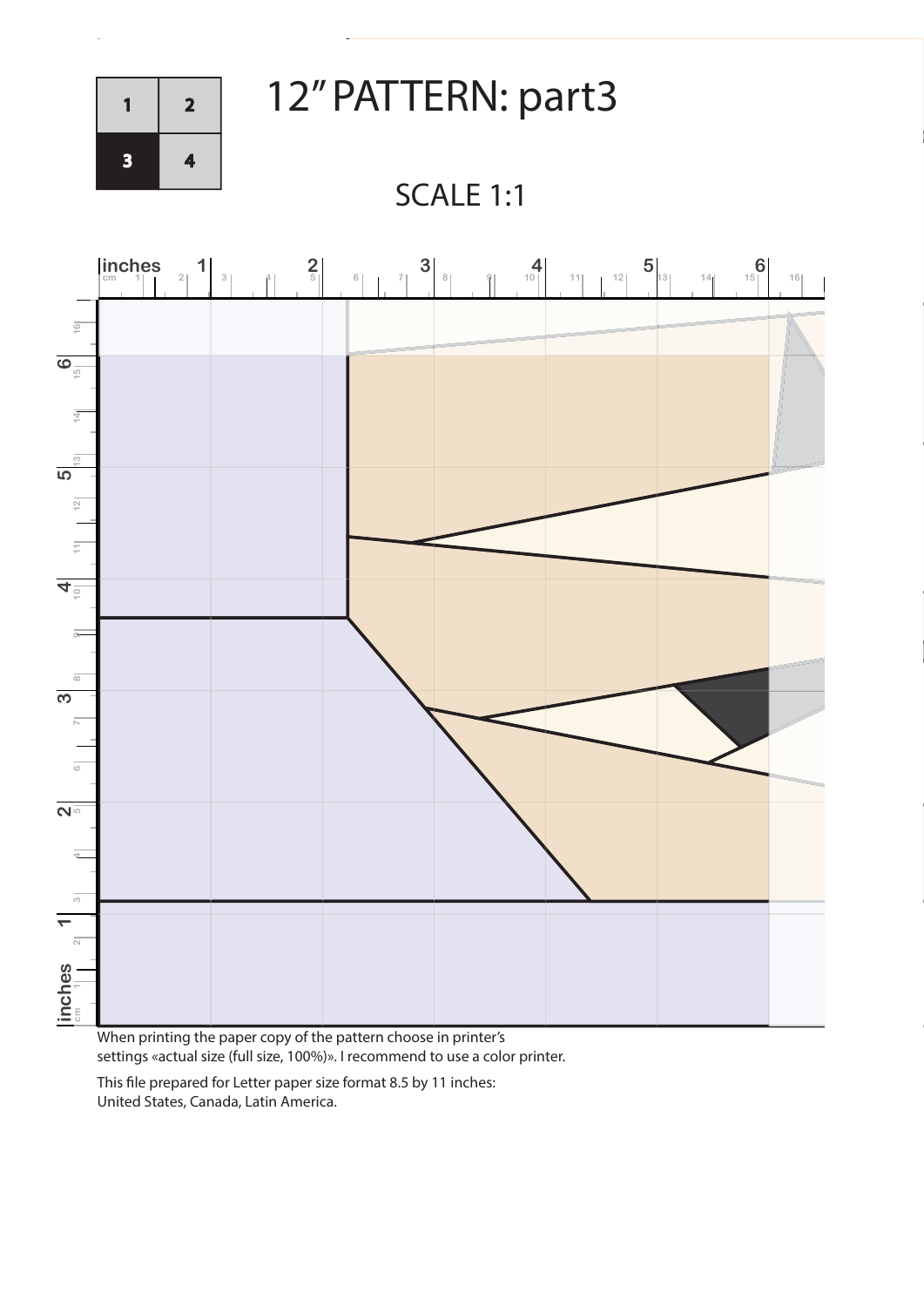# 12" PATTERN: part3

SCALE 1:1

When printing the paper copy of the pattern choose in printer's settings «actual size (full size, 100%)». I recommend to use a color printer.

This file prepared for Letter paper size format 8.5 by 11 inches: United States, Canada, Latin America.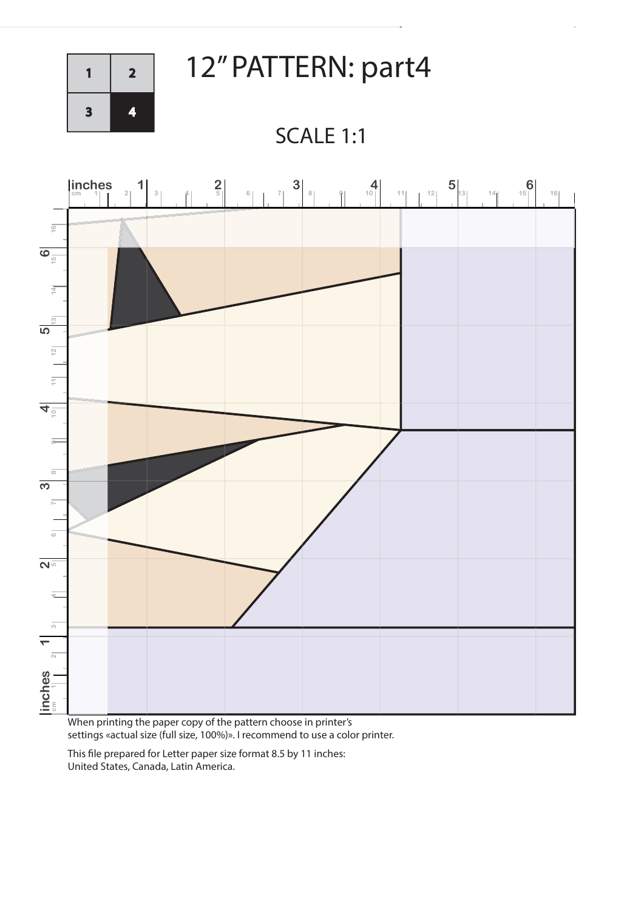# 12" PATTERN: part4

SCALE 1:1

When printing the paper copy of the pattern choose in printer's settings «actual size (full size, 100%)». I recommend to use a color printer.

This file prepared for Letter paper size format 8.5 by 11 inches: United States, Canada, Latin America.